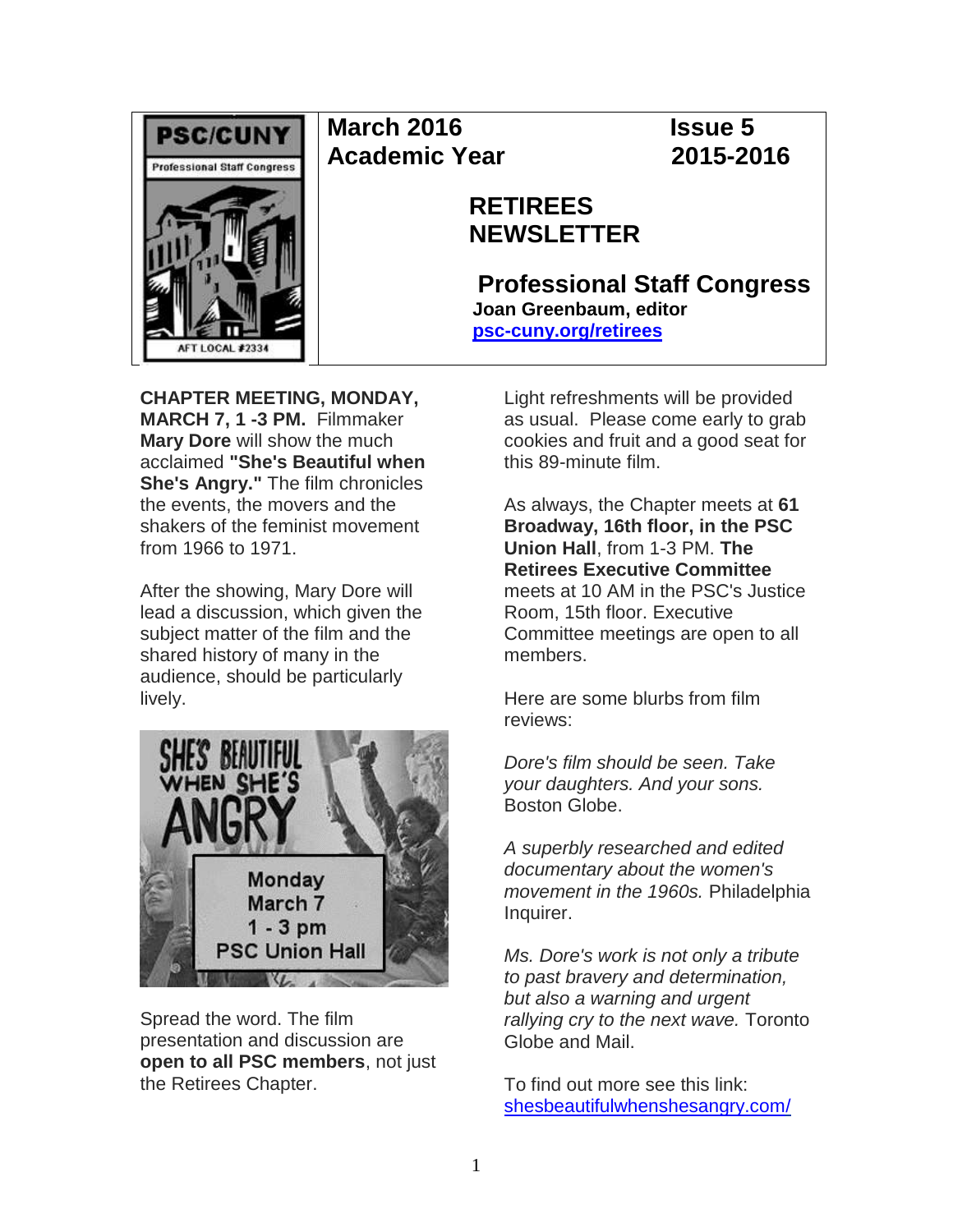PSC/CUNY
Professional Staff Congress
AFT LOCAL #2334

**March 2016** **Issue 5**
**Academic Year** **2015-2016**

# RETIREES NEWSLETTER

## Professional Staff Congress

**Joan Greenbaum, editor**
**psc-cuny.org/retirees**

**CHAPTER MEETING, MONDAY, MARCH 7, 1 -3 PM.** Filmmaker **Mary Dore** will show the much acclaimed **"She's Beautiful when She's Angry."** The film chronicles the events, the movers and the shakers of the feminist movement from 1966 to 1971.

After the showing, Mary Dore will lead a discussion, which given the subject matter of the film and the shared history of many in the audience, should be particularly lively.

SHE'S BEAUTIFUL WHEN SHE'S ANGRY

Monday
March 7
1 - 3 pm
PSC Union Hall

Spread the word. The film presentation and discussion are **open to all PSC members**, not just the Retirees Chapter.

Light refreshments will be provided as usual. Please come early to grab cookies and fruit and a good seat for this 89-minute film.

As always, the Chapter meets at **61 Broadway, 16th floor, in the PSC Union Hall**, from 1-3 PM. **The Retirees Executive Committee** meets at 10 AM in the PSC's Justice Room, 15th floor. Executive Committee meetings are open to all members.

Here are some blurbs from film reviews:

*Dore's film should be seen. Take your daughters. And your sons.* Boston Globe.

*A superbly researched and edited documentary about the women's movement in the 1960s.* Philadelphia Inquirer.

*Ms. Dore's work is not only a tribute to past bravery and determination, but also a warning and urgent rallying cry to the next wave.* Toronto Globe and Mail.

To find out more see this link: shesbeautifulwhenshesangry.com/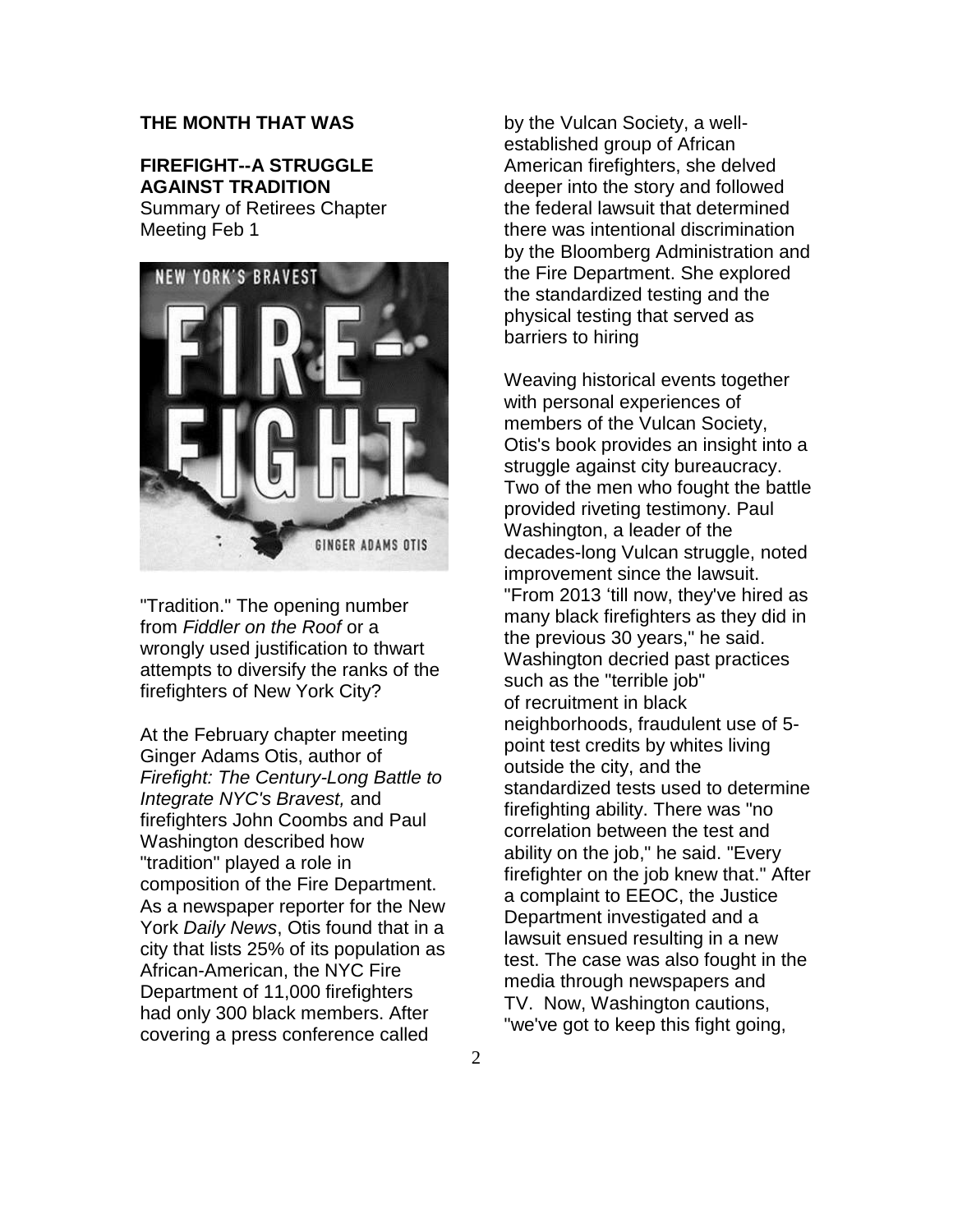**THE MONTH THAT WAS**

**FIREFIGHT--A STRUGGLE AGAINST TRADITION**

Summary of Retirees Chapter Meeting Feb 1

"Tradition." The opening number from *Fiddler on the Roof* or a wrongly used justification to thwart attempts to diversify the ranks of the firefighters of New York City?

At the February chapter meeting Ginger Adams Otis, author of *Firefight: The Century-Long Battle to Integrate NYC's Bravest,* and firefighters John Coombs and Paul Washington described how "tradition" played a role in composition of the Fire Department. As a newspaper reporter for the New York *Daily News*, Otis found that in a city that lists 25% of its population as African-American, the NYC Fire Department of 11,000 firefighters had only 300 black members. After covering a press conference called by the Vulcan Society, a well-established group of African American firefighters, she delved deeper into the story and followed the federal lawsuit that determined there was intentional discrimination by the Bloomberg Administration and the Fire Department. She explored the standardized testing and the physical testing that served as barriers to hiring

Weaving historical events together with personal experiences of members of the Vulcan Society, Otis's book provides an insight into a struggle against city bureaucracy. Two of the men who fought the battle provided riveting testimony. Paul Washington, a leader of the decades-long Vulcan struggle, noted improvement since the lawsuit. "From 2013 'till now, they've hired as many black firefighters as they did in the previous 30 years," he said. Washington decried past practices such as the "terrible job" of recruitment in black neighborhoods, fraudulent use of 5-point test credits by whites living outside the city, and the standardized tests used to determine firefighting ability. There was "no correlation between the test and ability on the job," he said. "Every firefighter on the job knew that." After a complaint to EEOC, the Justice Department investigated and a lawsuit ensued resulting in a new test. The case was also fought in the media through newspapers and TV. Now, Washington cautions, "we've got to keep this fight going,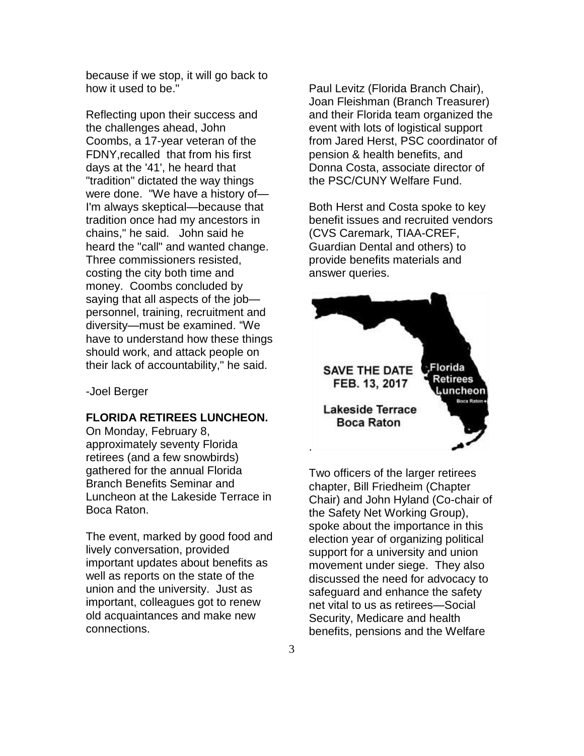because if we stop, it will go back to how it used to be."

Reflecting upon their success and the challenges ahead, John Coombs, a 17-year veteran of the FDNY,recalled that from his first days at the '41', he heard that "tradition" dictated the way things were done. "We have a history of—I'm always skeptical—because that tradition once had my ancestors in chains," he said. John said he heard the "call" and wanted change. Three commissioners resisted, costing the city both time and money. Coombs concluded by saying that all aspects of the job—personnel, training, recruitment and diversity—must be examined. "We have to understand how these things should work, and attack people on their lack of accountability," he said.

-Joel Berger

**FLORIDA RETIREES LUNCHEON.** On Monday, February 8, approximately seventy Florida retirees (and a few snowbirds) gathered for the annual Florida Branch Benefits Seminar and Luncheon at the Lakeside Terrace in Boca Raton.

The event, marked by good food and lively conversation, provided important updates about benefits as well as reports on the state of the union and the university. Just as important, colleagues got to renew old acquaintances and make new connections.

Paul Levitz (Florida Branch Chair), Joan Fleishman (Branch Treasurer) and their Florida team organized the event with lots of logistical support from Jared Herst, PSC coordinator of pension & health benefits, and Donna Costa, associate director of the PSC/CUNY Welfare Fund.

Both Herst and Costa spoke to key benefit issues and recruited vendors (CVS Caremark, TIAA-CREF, Guardian Dental and others) to provide benefits materials and answer queries.

SAVE THE DATE
FEB. 13, 2017

Lakeside Terrace
Boca Raton

Florida Retirees Luncheon

Two officers of the larger retirees chapter, Bill Friedheim (Chapter Chair) and John Hyland (Co-chair of the Safety Net Working Group), spoke about the importance in this election year of organizing political support for a university and union movement under siege. They also discussed the need for advocacy to safeguard and enhance the safety net vital to us as retirees—Social Security, Medicare and health benefits, pensions and the Welfare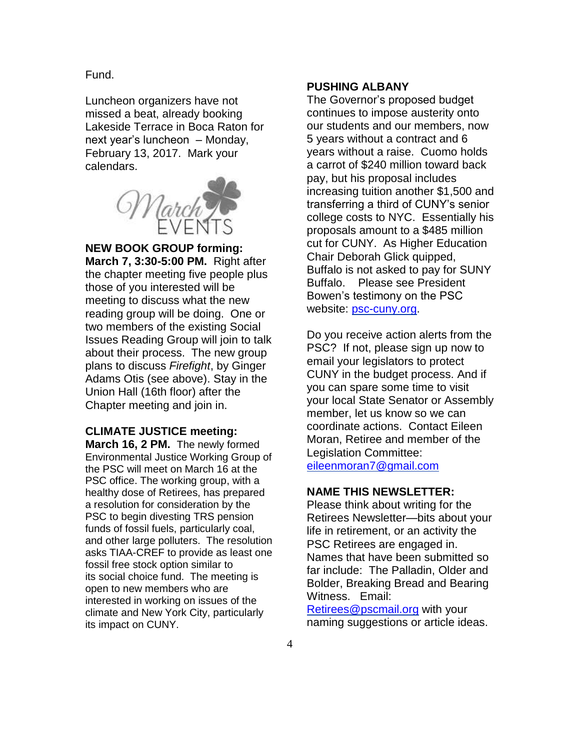Fund.

Luncheon organizers have not missed a beat, already booking Lakeside Terrace in Boca Raton for next year's luncheon – Monday, February 13, 2017. Mark your calendars.

March EVENTS

**NEW BOOK GROUP forming: March 7, 3:30-5:00 PM.** Right after the chapter meeting five people plus those of you interested will be meeting to discuss what the new reading group will be doing. One or two members of the existing Social Issues Reading Group will join to talk about their process. The new group plans to discuss *Firefight*, by Ginger Adams Otis (see above). Stay in the Union Hall (16th floor) after the Chapter meeting and join in.

**CLIMATE JUSTICE meeting: March 16, 2 PM.** The newly formed Environmental Justice Working Group of the PSC will meet on March 16 at the PSC office. The working group, with a healthy dose of Retirees, has prepared a resolution for consideration by the PSC to begin divesting TRS pension funds of fossil fuels, particularly coal, and other large polluters. The resolution asks TIAA-CREF to provide as least one fossil free stock option similar to its social choice fund. The meeting is open to new members who are interested in working on issues of the climate and New York City, particularly its impact on CUNY.

**PUSHING ALBANY**

The Governor's proposed budget continues to impose austerity onto our students and our members, now 5 years without a contract and 6 years without a raise. Cuomo holds a carrot of $240 million toward back pay, but his proposal includes increasing tuition another $1,500 and transferring a third of CUNY's senior college costs to NYC. Essentially his proposals amount to a $485 million cut for CUNY. As Higher Education Chair Deborah Glick quipped, Buffalo is not asked to pay for SUNY Buffalo. Please see President Bowen's testimony on the PSC website: psc-cuny.org.

Do you receive action alerts from the PSC? If not, please sign up now to email your legislators to protect CUNY in the budget process. And if you can spare some time to visit your local State Senator or Assembly member, let us know so we can coordinate actions. Contact Eileen Moran, Retiree and member of the Legislation Committee: eileenmoran7@gmail.com

**NAME THIS NEWSLETTER:**

Please think about writing for the Retirees Newsletter—bits about your life in retirement, or an activity the PSC Retirees are engaged in. Names that have been submitted so far include: The Palladin, Older and Bolder, Breaking Bread and Bearing Witness. Email: Retirees@pscmail.org with your naming suggestions or article ideas.